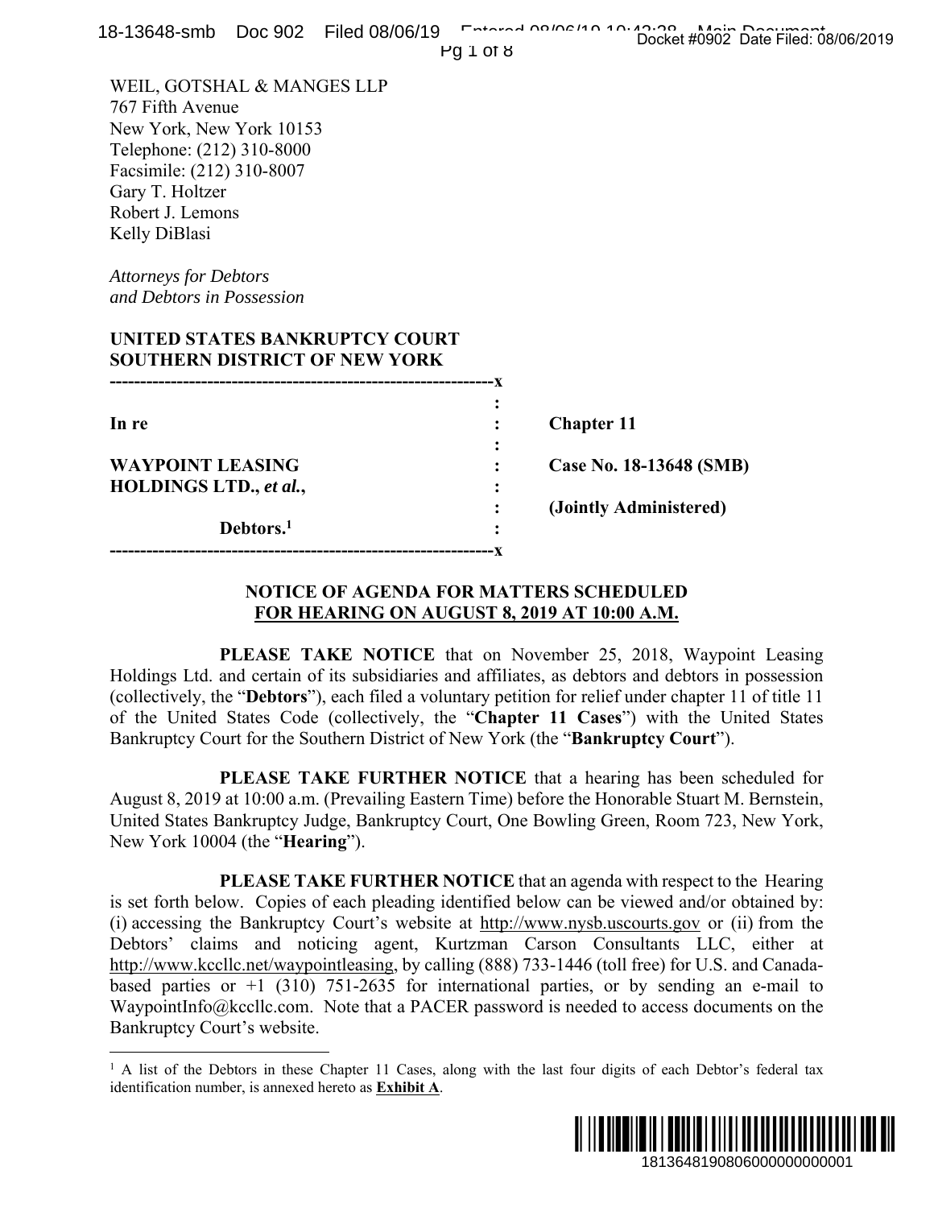WEIL, GOTSHAL & MANGES LLP
767 Fifth Avenue
New York, New York 10153
Telephone: (212) 310-8000
Facsimile: (212) 310-8007
Gary T. Holtzer
Robert J. Lemons
Kelly DiBlasi

*Attorneys for Debtors*
*and Debtors in Possession*

**UNITED STATES BANKRUPTCY COURT**
**SOUTHERN DISTRICT OF NEW YORK**

| | | |
|---|---|---|
| **In re** | : | **Chapter 11** |
| **WAYPOINT LEASING HOLDINGS LTD., *et al.*,** | : | **Case No. 18-13648 (SMB)** |
| | : | **(Jointly Administered)** |
| **Debtors.**[1] | : | |

## NOTICE OF AGENDA FOR MATTERS SCHEDULED FOR HEARING ON AUGUST 8, 2019 AT 10:00 A.M.

**PLEASE TAKE NOTICE** that on November 25, 2018, Waypoint Leasing Holdings Ltd. and certain of its subsidiaries and affiliates, as debtors and debtors in possession (collectively, the "**Debtors**"), each filed a voluntary petition for relief under chapter 11 of title 11 of the United States Code (collectively, the "**Chapter 11 Cases**") with the United States Bankruptcy Court for the Southern District of New York (the "**Bankruptcy Court**").

**PLEASE TAKE FURTHER NOTICE** that a hearing has been scheduled for August 8, 2019 at 10:00 a.m. (Prevailing Eastern Time) before the Honorable Stuart M. Bernstein, United States Bankruptcy Judge, Bankruptcy Court, One Bowling Green, Room 723, New York, New York 10004 (the "**Hearing**").

**PLEASE TAKE FURTHER NOTICE** that an agenda with respect to the Hearing is set forth below. Copies of each pleading identified below can be viewed and/or obtained by: (i) accessing the Bankruptcy Court's website at http://www.nysb.uscourts.gov or (ii) from the Debtors' claims and noticing agent, Kurtzman Carson Consultants LLC, either at http://www.kccllc.net/waypointleasing, by calling (888) 733-1446 (toll free) for U.S. and Canada-based parties or +1 (310) 751-2635 for international parties, or by sending an e-mail to WaypointInfo@kccllc.com. Note that a PACER password is needed to access documents on the Bankruptcy Court's website.

[1] A list of the Debtors in these Chapter 11 Cases, along with the last four digits of each Debtor's federal tax identification number, is annexed hereto as **Exhibit A**.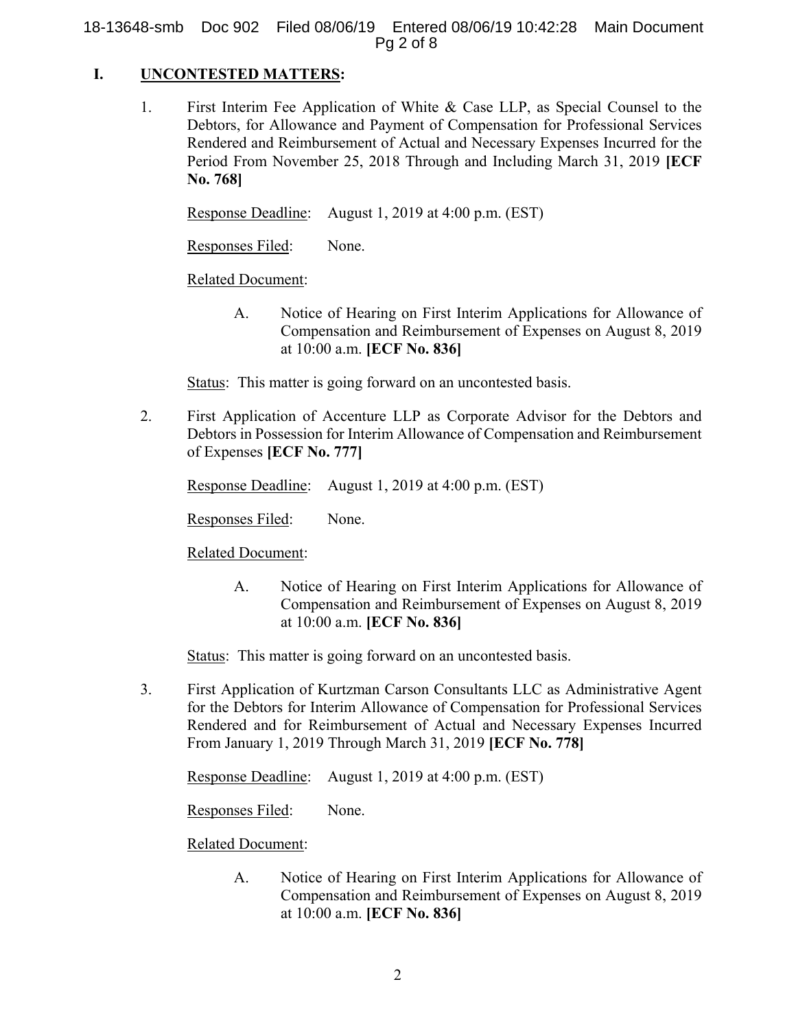## I. UNCONTESTED MATTERS:

1. First Interim Fee Application of White & Case LLP, as Special Counsel to the Debtors, for Allowance and Payment of Compensation for Professional Services Rendered and Reimbursement of Actual and Necessary Expenses Incurred for the Period From November 25, 2018 Through and Including March 31, 2019 **[ECF No. 768]**

   Response Deadline: August 1, 2019 at 4:00 p.m. (EST)

   Responses Filed: None.

   Related Document:

   A. Notice of Hearing on First Interim Applications for Allowance of Compensation and Reimbursement of Expenses on August 8, 2019 at 10:00 a.m. **[ECF No. 836]**

   Status: This matter is going forward on an uncontested basis.

2. First Application of Accenture LLP as Corporate Advisor for the Debtors and Debtors in Possession for Interim Allowance of Compensation and Reimbursement of Expenses **[ECF No. 777]**

   Response Deadline: August 1, 2019 at 4:00 p.m. (EST)

   Responses Filed: None.

   Related Document:

   A. Notice of Hearing on First Interim Applications for Allowance of Compensation and Reimbursement of Expenses on August 8, 2019 at 10:00 a.m. **[ECF No. 836]**

   Status: This matter is going forward on an uncontested basis.

3. First Application of Kurtzman Carson Consultants LLC as Administrative Agent for the Debtors for Interim Allowance of Compensation for Professional Services Rendered and for Reimbursement of Actual and Necessary Expenses Incurred From January 1, 2019 Through March 31, 2019 **[ECF No. 778]**

   Response Deadline: August 1, 2019 at 4:00 p.m. (EST)

   Responses Filed: None.

   Related Document:

   A. Notice of Hearing on First Interim Applications for Allowance of Compensation and Reimbursement of Expenses on August 8, 2019 at 10:00 a.m. **[ECF No. 836]**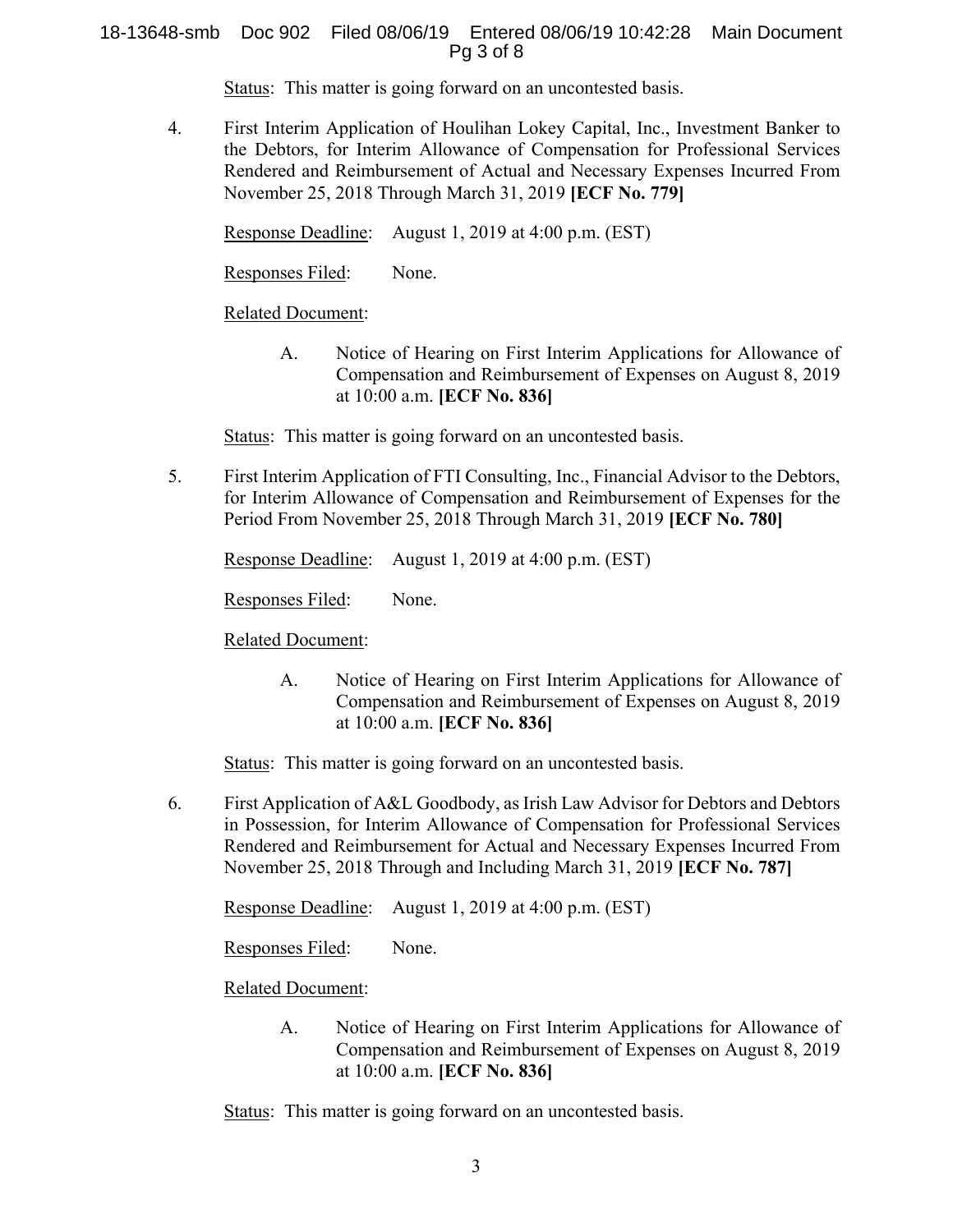Status: This matter is going forward on an uncontested basis.

4. First Interim Application of Houlihan Lokey Capital, Inc., Investment Banker to the Debtors, for Interim Allowance of Compensation for Professional Services Rendered and Reimbursement of Actual and Necessary Expenses Incurred From November 25, 2018 Through March 31, 2019 **[ECF No. 779]**

   Response Deadline: August 1, 2019 at 4:00 p.m. (EST)

   Responses Filed: None.

   Related Document:

   A. Notice of Hearing on First Interim Applications for Allowance of Compensation and Reimbursement of Expenses on August 8, 2019 at 10:00 a.m. **[ECF No. 836]**

   Status: This matter is going forward on an uncontested basis.

5. First Interim Application of FTI Consulting, Inc., Financial Advisor to the Debtors, for Interim Allowance of Compensation and Reimbursement of Expenses for the Period From November 25, 2018 Through March 31, 2019 **[ECF No. 780]**

   Response Deadline: August 1, 2019 at 4:00 p.m. (EST)

   Responses Filed: None.

   Related Document:

   A. Notice of Hearing on First Interim Applications for Allowance of Compensation and Reimbursement of Expenses on August 8, 2019 at 10:00 a.m. **[ECF No. 836]**

   Status: This matter is going forward on an uncontested basis.

6. First Application of A&L Goodbody, as Irish Law Advisor for Debtors and Debtors in Possession, for Interim Allowance of Compensation for Professional Services Rendered and Reimbursement for Actual and Necessary Expenses Incurred From November 25, 2018 Through and Including March 31, 2019 **[ECF No. 787]**

   Response Deadline: August 1, 2019 at 4:00 p.m. (EST)

   Responses Filed: None.

   Related Document:

   A. Notice of Hearing on First Interim Applications for Allowance of Compensation and Reimbursement of Expenses on August 8, 2019 at 10:00 a.m. **[ECF No. 836]**

   Status: This matter is going forward on an uncontested basis.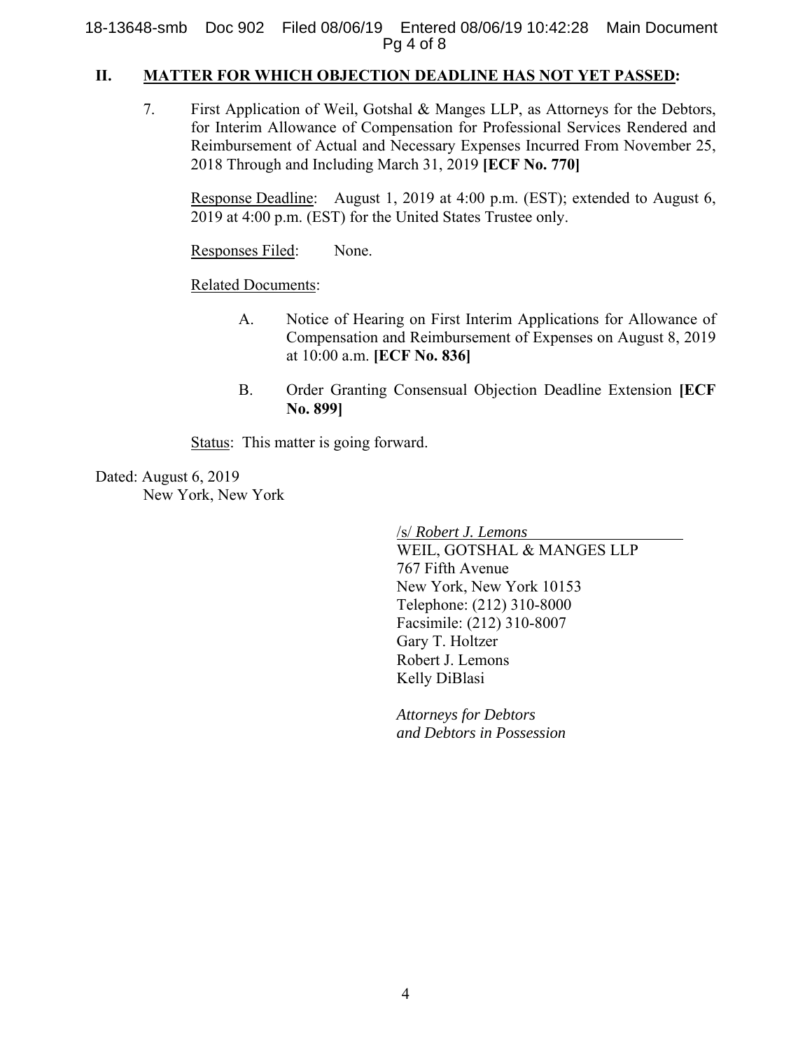## II. <u>MATTER FOR WHICH OBJECTION DEADLINE HAS NOT YET PASSED</u>:

7. First Application of Weil, Gotshal & Manges LLP, as Attorneys for the Debtors, for Interim Allowance of Compensation for Professional Services Rendered and Reimbursement of Actual and Necessary Expenses Incurred From November 25, 2018 Through and Including March 31, 2019 **[ECF No. 770]**

   <u>Response Deadline</u>: August 1, 2019 at 4:00 p.m. (EST); extended to August 6, 2019 at 4:00 p.m. (EST) for the United States Trustee only.

   <u>Responses Filed</u>: None.

   <u>Related Documents</u>:

   A. Notice of Hearing on First Interim Applications for Allowance of Compensation and Reimbursement of Expenses on August 8, 2019 at 10:00 a.m. **[ECF No. 836]**

   B. Order Granting Consensual Objection Deadline Extension **[ECF No. 899]**

   <u>Status</u>: This matter is going forward.

Dated: August 6, 2019
New York, New York

/s/ *Robert J. Lemons*
WEIL, GOTSHAL & MANGES LLP
767 Fifth Avenue
New York, New York 10153
Telephone: (212) 310-8000
Facsimile: (212) 310-8007
Gary T. Holtzer
Robert J. Lemons
Kelly DiBlasi

*Attorneys for Debtors and Debtors in Possession*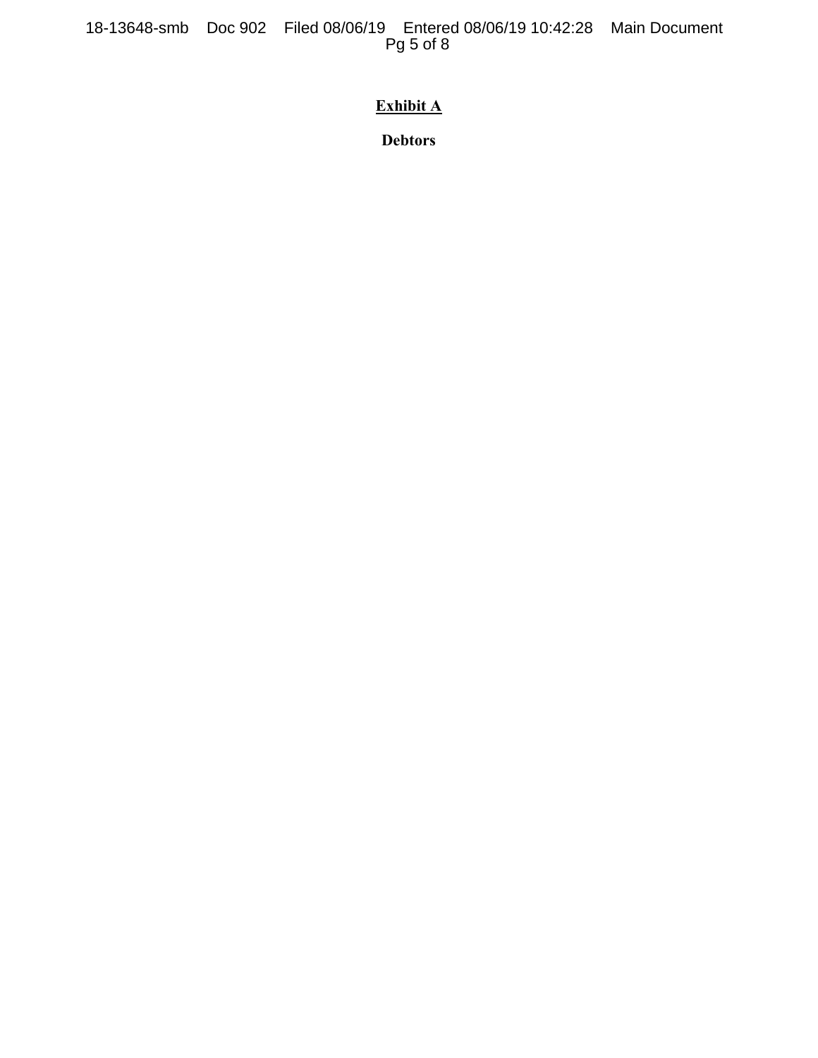# **Exhibit A**

**Debtors**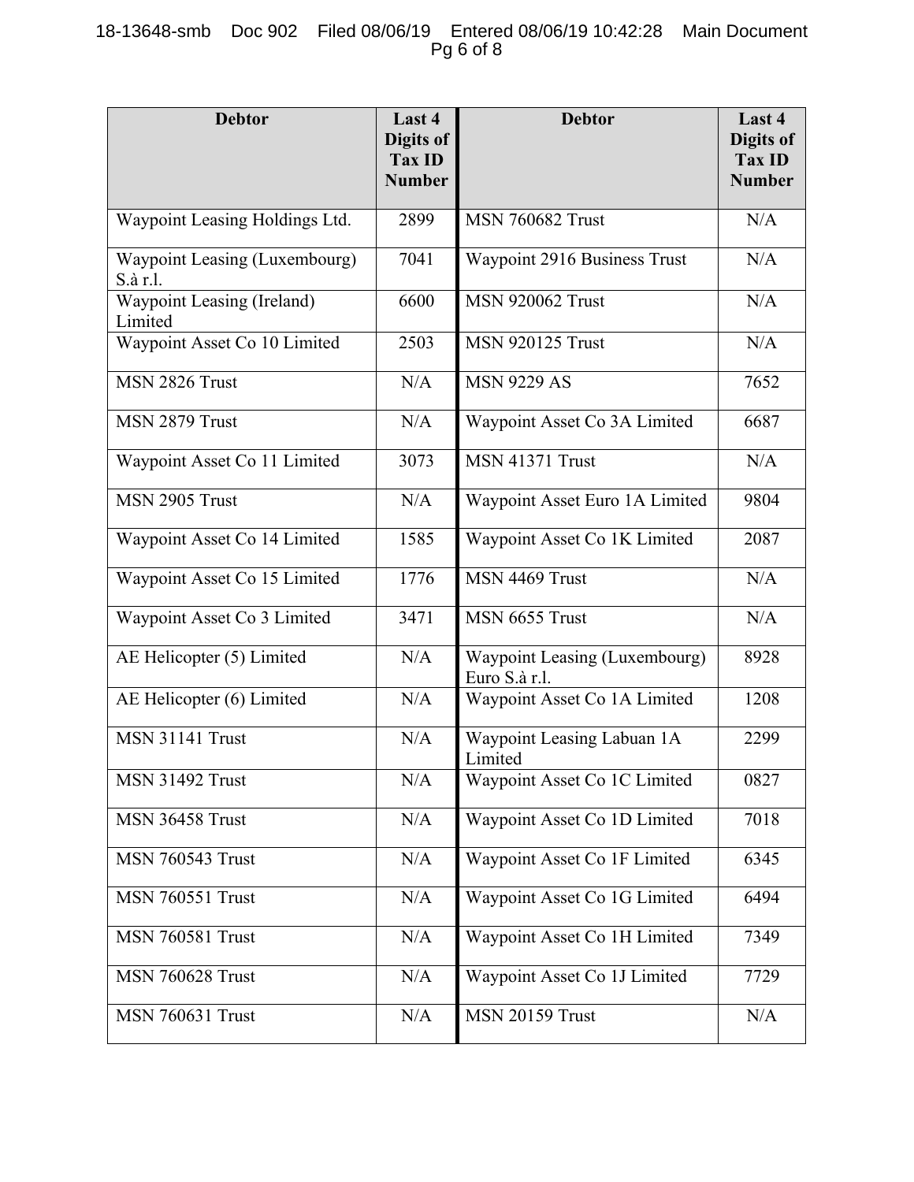| Debtor | Last 4 Digits of Tax ID Number | Debtor | Last 4 Digits of Tax ID Number |
|---|---|---|---|
| Waypoint Leasing Holdings Ltd. | 2899 | MSN 760682 Trust | N/A |
| Waypoint Leasing (Luxembourg) S.à r.l. | 7041 | Waypoint 2916 Business Trust | N/A |
| Waypoint Leasing (Ireland) Limited | 6600 | MSN 920062 Trust | N/A |
| Waypoint Asset Co 10 Limited | 2503 | MSN 920125 Trust | N/A |
| MSN 2826 Trust | N/A | MSN 9229 AS | 7652 |
| MSN 2879 Trust | N/A | Waypoint Asset Co 3A Limited | 6687 |
| Waypoint Asset Co 11 Limited | 3073 | MSN 41371 Trust | N/A |
| MSN 2905 Trust | N/A | Waypoint Asset Euro 1A Limited | 9804 |
| Waypoint Asset Co 14 Limited | 1585 | Waypoint Asset Co 1K Limited | 2087 |
| Waypoint Asset Co 15 Limited | 1776 | MSN 4469 Trust | N/A |
| Waypoint Asset Co 3 Limited | 3471 | MSN 6655 Trust | N/A |
| AE Helicopter (5) Limited | N/A | Waypoint Leasing (Luxembourg) Euro S.à r.l. | 8928 |
| AE Helicopter (6) Limited | N/A | Waypoint Asset Co 1A Limited | 1208 |
| MSN 31141 Trust | N/A | Waypoint Leasing Labuan 1A Limited | 2299 |
| MSN 31492 Trust | N/A | Waypoint Asset Co 1C Limited | 0827 |
| MSN 36458 Trust | N/A | Waypoint Asset Co 1D Limited | 7018 |
| MSN 760543 Trust | N/A | Waypoint Asset Co 1F Limited | 6345 |
| MSN 760551 Trust | N/A | Waypoint Asset Co 1G Limited | 6494 |
| MSN 760581 Trust | N/A | Waypoint Asset Co 1H Limited | 7349 |
| MSN 760628 Trust | N/A | Waypoint Asset Co 1J Limited | 7729 |
| MSN 760631 Trust | N/A | MSN 20159 Trust | N/A |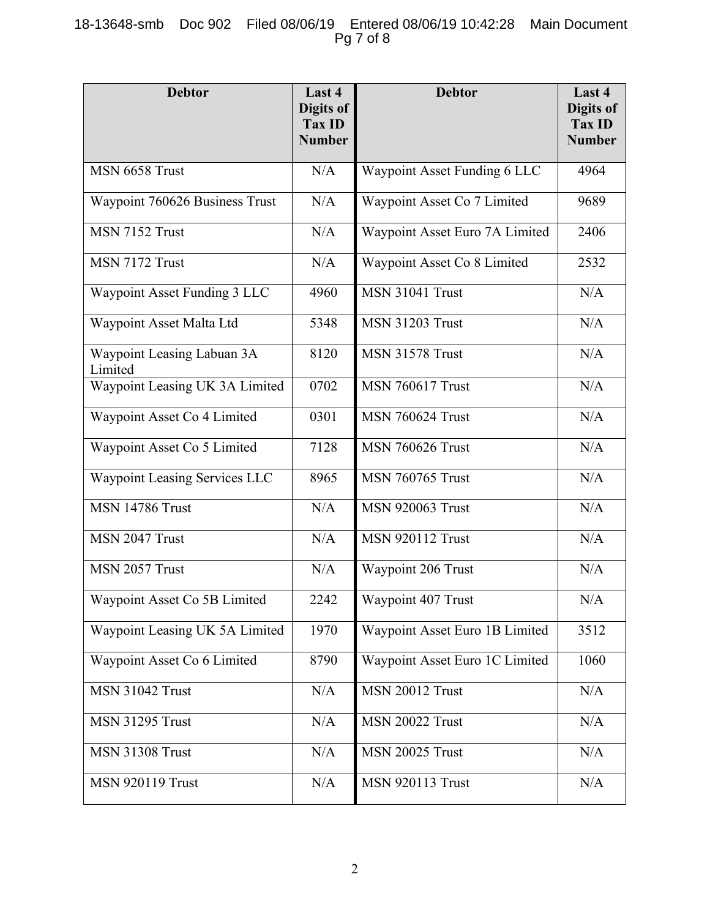| Debtor | Last 4 Digits of Tax ID Number | Debtor | Last 4 Digits of Tax ID Number |
|---|---|---|---|
| MSN 6658 Trust | N/A | Waypoint Asset Funding 6 LLC | 4964 |
| Waypoint 760626 Business Trust | N/A | Waypoint Asset Co 7 Limited | 9689 |
| MSN 7152 Trust | N/A | Waypoint Asset Euro 7A Limited | 2406 |
| MSN 7172 Trust | N/A | Waypoint Asset Co 8 Limited | 2532 |
| Waypoint Asset Funding 3 LLC | 4960 | MSN 31041 Trust | N/A |
| Waypoint Asset Malta Ltd | 5348 | MSN 31203 Trust | N/A |
| Waypoint Leasing Labuan 3A Limited | 8120 | MSN 31578 Trust | N/A |
| Waypoint Leasing UK 3A Limited | 0702 | MSN 760617 Trust | N/A |
| Waypoint Asset Co 4 Limited | 0301 | MSN 760624 Trust | N/A |
| Waypoint Asset Co 5 Limited | 7128 | MSN 760626 Trust | N/A |
| Waypoint Leasing Services LLC | 8965 | MSN 760765 Trust | N/A |
| MSN 14786 Trust | N/A | MSN 920063 Trust | N/A |
| MSN 2047 Trust | N/A | MSN 920112 Trust | N/A |
| MSN 2057 Trust | N/A | Waypoint 206 Trust | N/A |
| Waypoint Asset Co 5B Limited | 2242 | Waypoint 407 Trust | N/A |
| Waypoint Leasing UK 5A Limited | 1970 | Waypoint Asset Euro 1B Limited | 3512 |
| Waypoint Asset Co 6 Limited | 8790 | Waypoint Asset Euro 1C Limited | 1060 |
| MSN 31042 Trust | N/A | MSN 20012 Trust | N/A |
| MSN 31295 Trust | N/A | MSN 20022 Trust | N/A |
| MSN 31308 Trust | N/A | MSN 20025 Trust | N/A |
| MSN 920119 Trust | N/A | MSN 920113 Trust | N/A |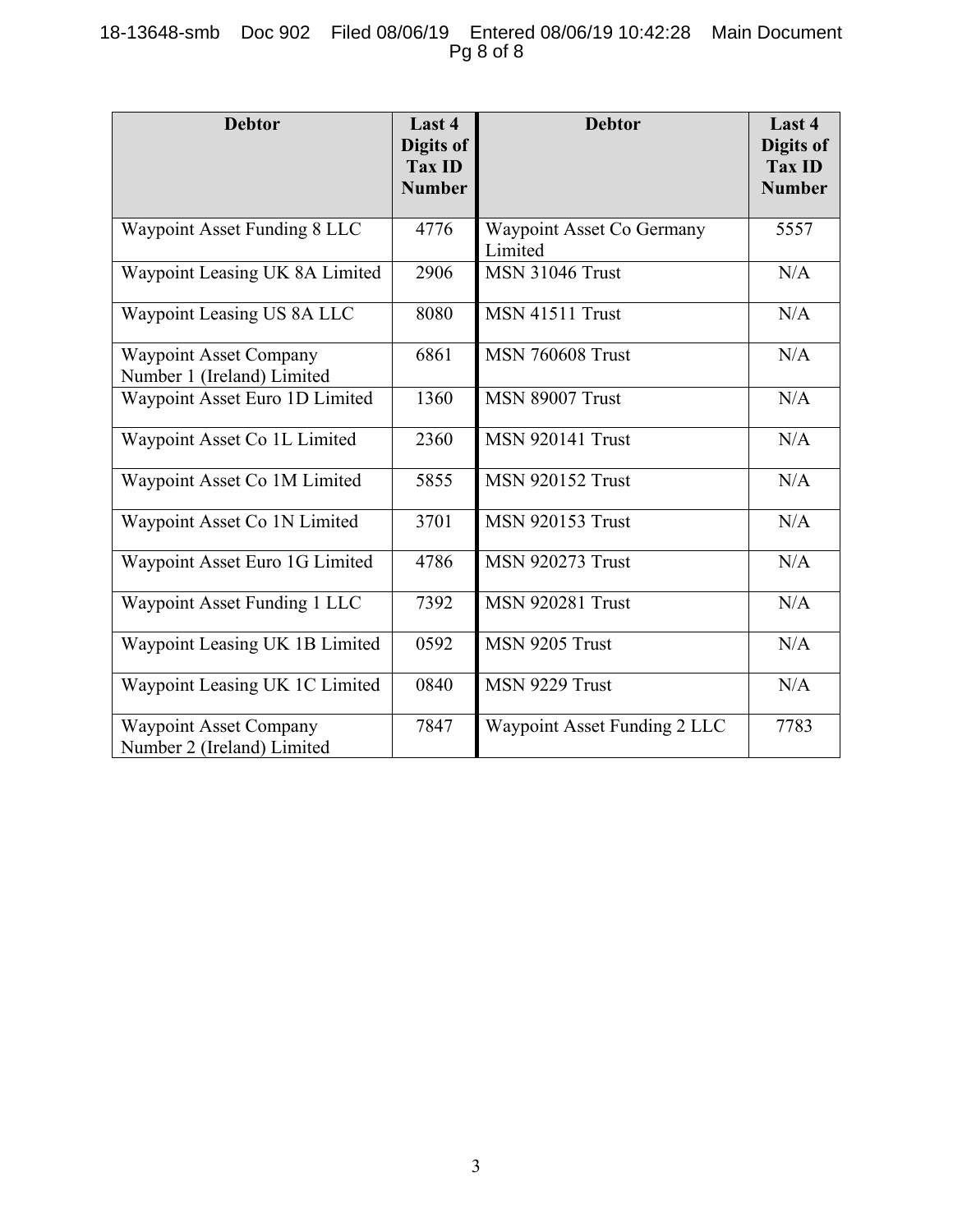| Debtor | Last 4 Digits of Tax ID Number | Debtor | Last 4 Digits of Tax ID Number |
|---|---|---|---|
| Waypoint Asset Funding 8 LLC | 4776 | Waypoint Asset Co Germany Limited | 5557 |
| Waypoint Leasing UK 8A Limited | 2906 | MSN 31046 Trust | N/A |
| Waypoint Leasing US 8A LLC | 8080 | MSN 41511 Trust | N/A |
| Waypoint Asset Company Number 1 (Ireland) Limited | 6861 | MSN 760608 Trust | N/A |
| Waypoint Asset Euro 1D Limited | 1360 | MSN 89007 Trust | N/A |
| Waypoint Asset Co 1L Limited | 2360 | MSN 920141 Trust | N/A |
| Waypoint Asset Co 1M Limited | 5855 | MSN 920152 Trust | N/A |
| Waypoint Asset Co 1N Limited | 3701 | MSN 920153 Trust | N/A |
| Waypoint Asset Euro 1G Limited | 4786 | MSN 920273 Trust | N/A |
| Waypoint Asset Funding 1 LLC | 7392 | MSN 920281 Trust | N/A |
| Waypoint Leasing UK 1B Limited | 0592 | MSN 9205 Trust | N/A |
| Waypoint Leasing UK 1C Limited | 0840 | MSN 9229 Trust | N/A |
| Waypoint Asset Company Number 2 (Ireland) Limited | 7847 | Waypoint Asset Funding 2 LLC | 7783 |